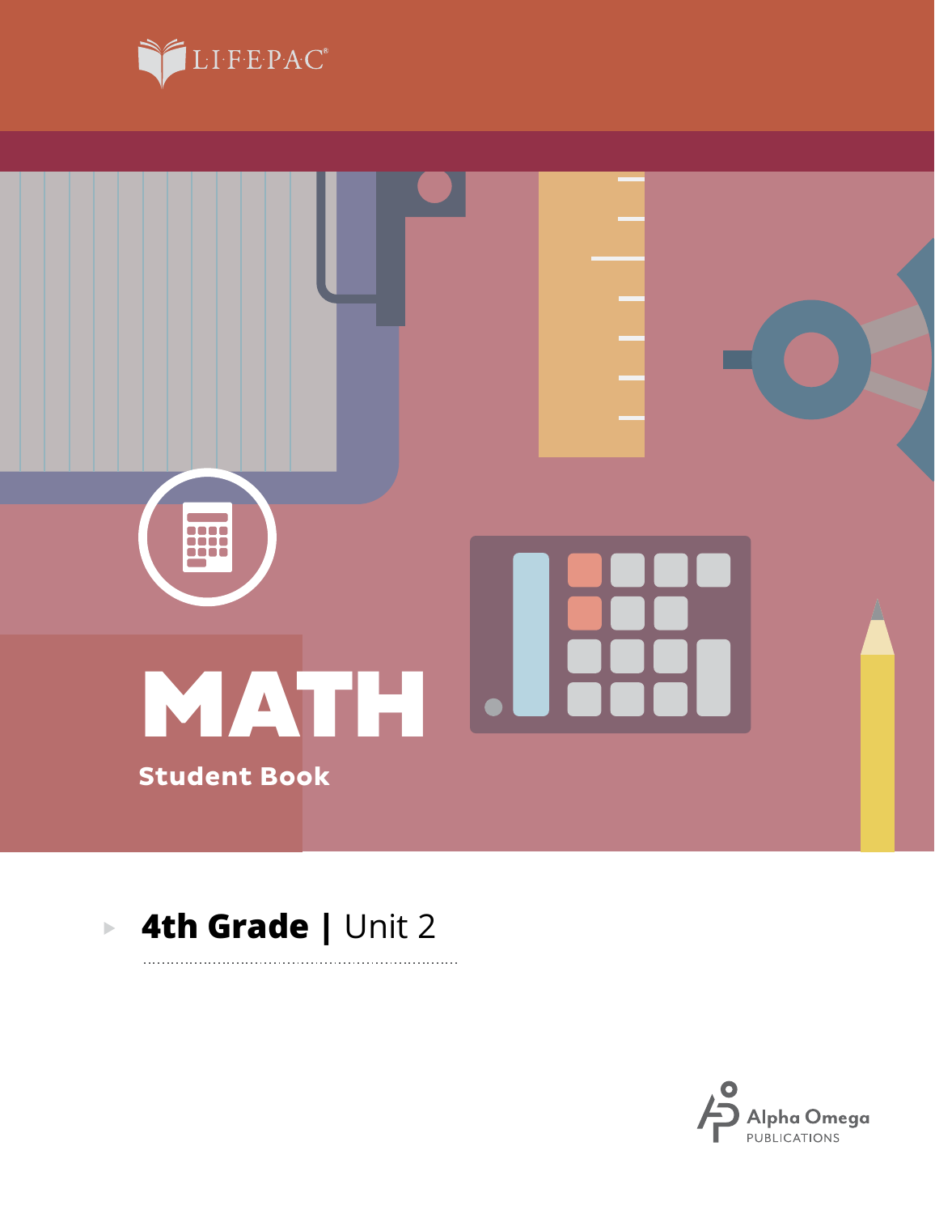LIFEPAC®

# MATH

Student Book

## 4th Grade | Unit 2

Alpha Omega PUBLICATIONS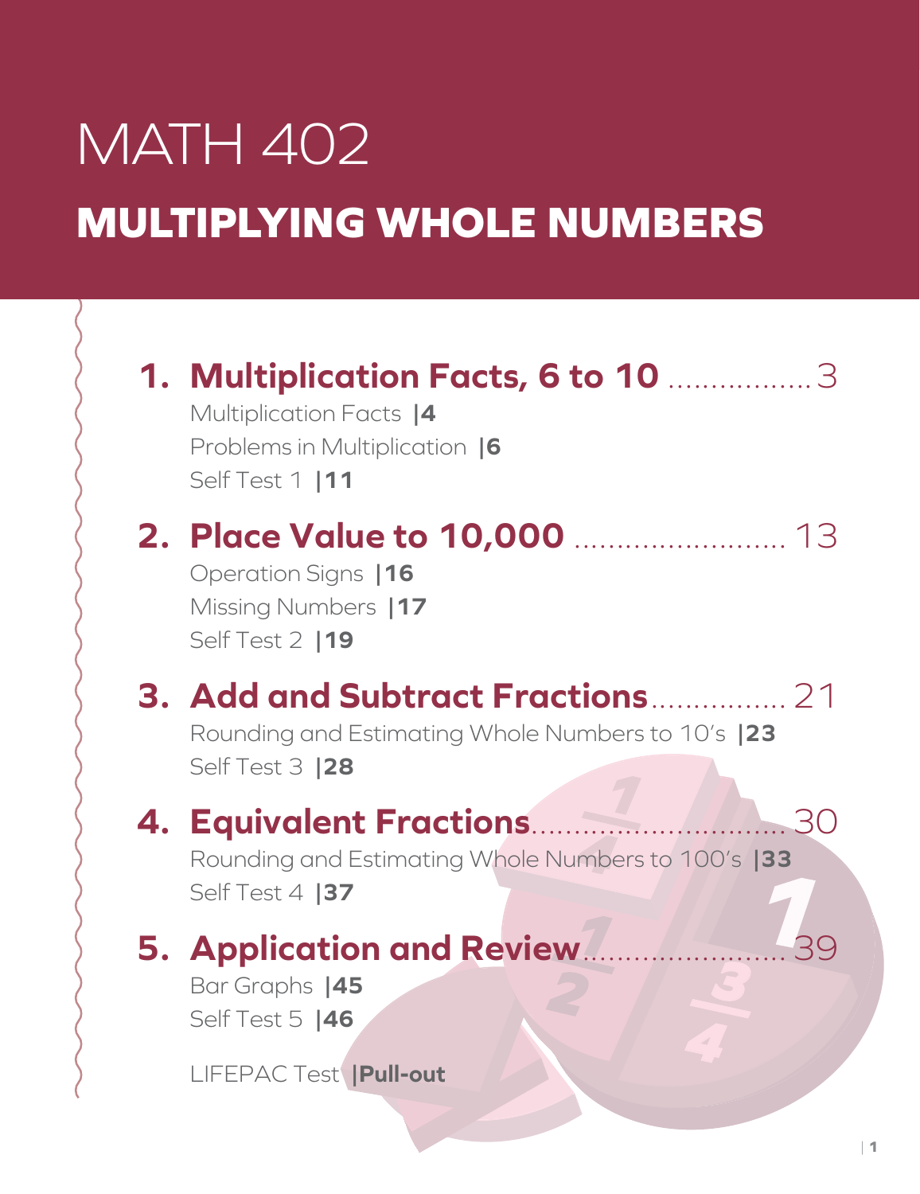# MATH 402

## MULTIPLYING WHOLE NUMBERS

**1. Multiplication Facts, 6 to 10** ................. 3

Multiplication Facts **|4**

Problems in Multiplication **|6**

Self Test 1 **|11**

**2. Place Value to 10,000** ......................... 13

Operation Signs **|16**

Missing Numbers **|17**

Self Test 2 **|19**

**3. Add and Subtract Fractions**................ 21

Rounding and Estimating Whole Numbers to 10's **|23**

Self Test 3 **|28**

**4. Equivalent Fractions**............................. 30

Rounding and Estimating Whole Numbers to 100's **|33**

Self Test 4 **|37**

**5. Application and Review**....................... 39

Bar Graphs **|45**

Self Test 5 **|46**

LIFEPAC Test **|Pull-out**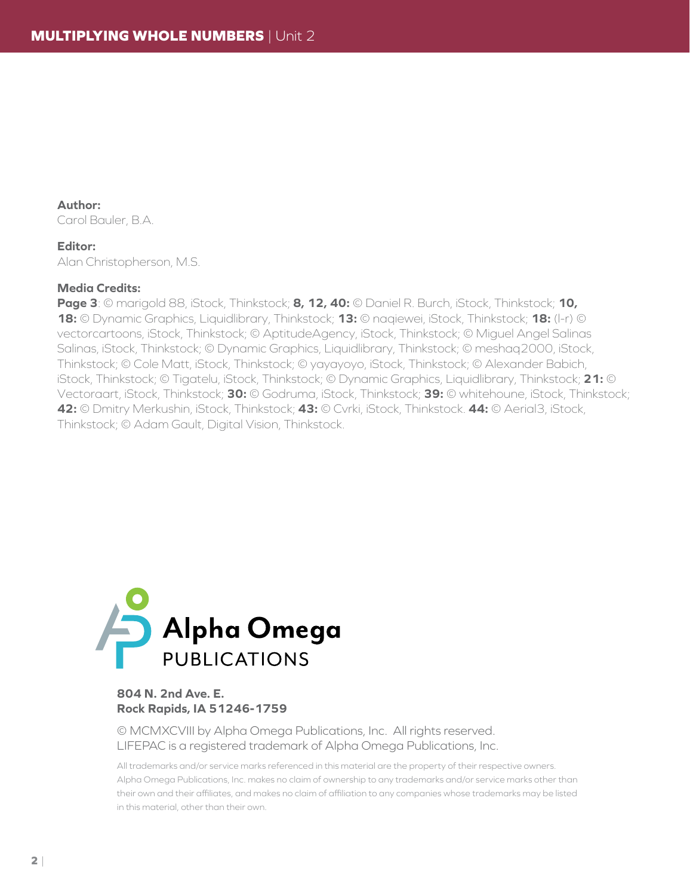**Author:**
Carol Bauler, B.A.

**Editor:**
Alan Christopherson, M.S.

**Media Credits:**
**Page 3**: © marigold 88, iStock, Thinkstock; **8, 12, 40:** © Daniel R. Burch, iStock, Thinkstock; **10, 18:** © Dynamic Graphics, Liquidlibrary, Thinkstock; **13:** © naqiewei, iStock, Thinkstock; **18:** (l-r) © vectorcartoons, iStock, Thinkstock; © AptitudeAgency, iStock, Thinkstock; © Miguel Angel Salinas Salinas, iStock, Thinkstock; © Dynamic Graphics, Liquidlibrary, Thinkstock; © meshaq2000, iStock, Thinkstock; © Cole Matt, iStock, Thinkstock; © yayayoyo, iStock, Thinkstock; © Alexander Babich, iStock, Thinkstock; © Tigatelu, iStock, Thinkstock; © Dynamic Graphics, Liquidlibrary, Thinkstock; **21:** © Vectoraart, iStock, Thinkstock; **30:** © Godruma, iStock, Thinkstock; **39:** © whitehoune, iStock, Thinkstock; **42:** © Dmitry Merkushin, iStock, Thinkstock; **43:** © Cvrki, iStock, Thinkstock. **44:** © Aerial3, iStock, Thinkstock; © Adam Gault, Digital Vision, Thinkstock.

Alpha Omega PUBLICATIONS

**804 N. 2nd Ave. E.**
**Rock Rapids, IA 51246-1759**

© MCMXCVIII by Alpha Omega Publications, Inc. All rights reserved.
LIFEPAC is a registered trademark of Alpha Omega Publications, Inc.

All trademarks and/or service marks referenced in this material are the property of their respective owners. Alpha Omega Publications, Inc. makes no claim of ownership to any trademarks and/or service marks other than their own and their affiliates, and makes no claim of affiliation to any companies whose trademarks may be listed in this material, other than their own.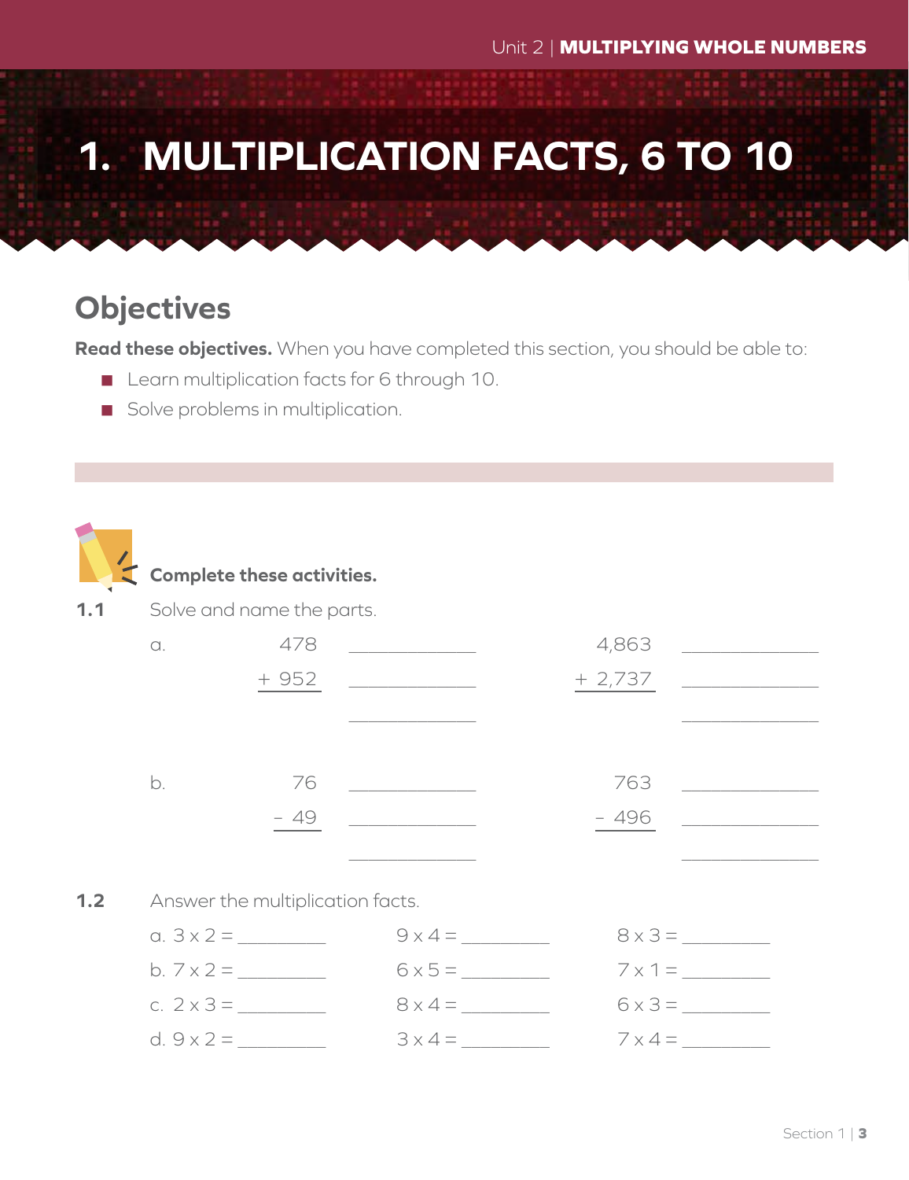# 1. MULTIPLICATION FACTS, 6 TO 10

## Objectives

**Read these objectives.** When you have completed this section, you should be able to:

- Learn multiplication facts for 6 through 10.
- Solve problems in multiplication.

**Complete these activities.**

**1.1** Solve and name the parts.

a.

```
   478   ____________        4,863   ____________
 + 952   ____________      + 2,737   ____________
         ____________                ____________
```

b.

```
    76   ____________          763   ____________
  – 49   ____________        – 496   ____________
         ____________                ____________
```

**1.2** Answer the multiplication facts.

| | | |
|---|---|---|
| a. 3 x 2 = ________ | 9 x 4 = ________ | 8 x 3 = ________ |
| b. 7 x 2 = ________ | 6 x 5 = ________ | 7 x 1 = ________ |
| c. 2 x 3 = ________ | 8 x 4 = ________ | 6 x 3 = ________ |
| d. 9 x 2 = ________ | 3 x 4 = ________ | 7 x 4 = ________ |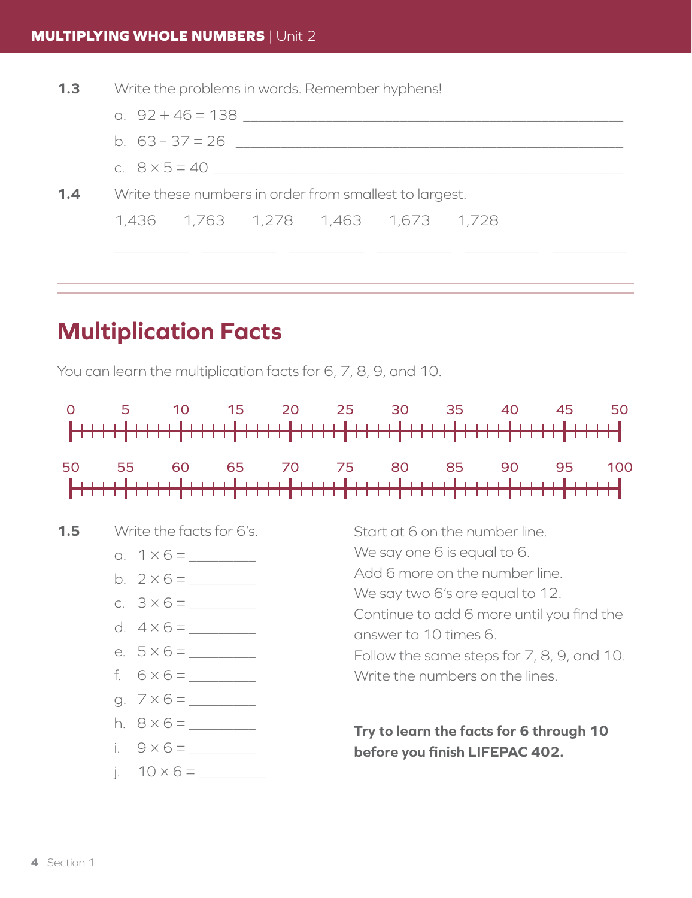**1.3** Write the problems in words. Remember hyphens!

a. $92 + 46 = 138$ ______________________________________________

b. $63 - 37 = 26$ ______________________________________________

c. $8 \times 5 = 40$ ______________________________________________

**1.4** Write these numbers in order from smallest to largest.

1,436 &nbsp;&nbsp; 1,763 &nbsp;&nbsp; 1,278 &nbsp;&nbsp; 1,463 &nbsp;&nbsp; 1,673 &nbsp;&nbsp; 1,728

__________ __________ __________ __________ __________ __________

## Multiplication Facts

You can learn the multiplication facts for 6, 7, 8, 9, and 10.

0 &nbsp; 5 &nbsp; 10 &nbsp; 15 &nbsp; 20 &nbsp; 25 &nbsp; 30 &nbsp; 35 &nbsp; 40 &nbsp; 45 &nbsp; 50

50 &nbsp; 55 &nbsp; 60 &nbsp; 65 &nbsp; 70 &nbsp; 75 &nbsp; 80 &nbsp; 85 &nbsp; 90 &nbsp; 95 &nbsp; 100

**1.5** Write the facts for 6's.

a. $1 \times 6 =$ _________

b. $2 \times 6 =$ _________

c. $3 \times 6 =$ _________

d. $4 \times 6 =$ _________

e. $5 \times 6 =$ _________

f. $6 \times 6 =$ _________

g. $7 \times 6 =$ _________

h. $8 \times 6 =$ _________

i. $9 \times 6 =$ _________

j. $10 \times 6 =$ _________

Start at 6 on the number line.
We say one 6 is equal to 6.
Add 6 more on the number line.
We say two 6's are equal to 12.
Continue to add 6 more until you find the answer to 10 times 6.
Follow the same steps for 7, 8, 9, and 10.
Write the numbers on the lines.

**Try to learn the facts for 6 through 10 before you finish LIFEPAC 402.**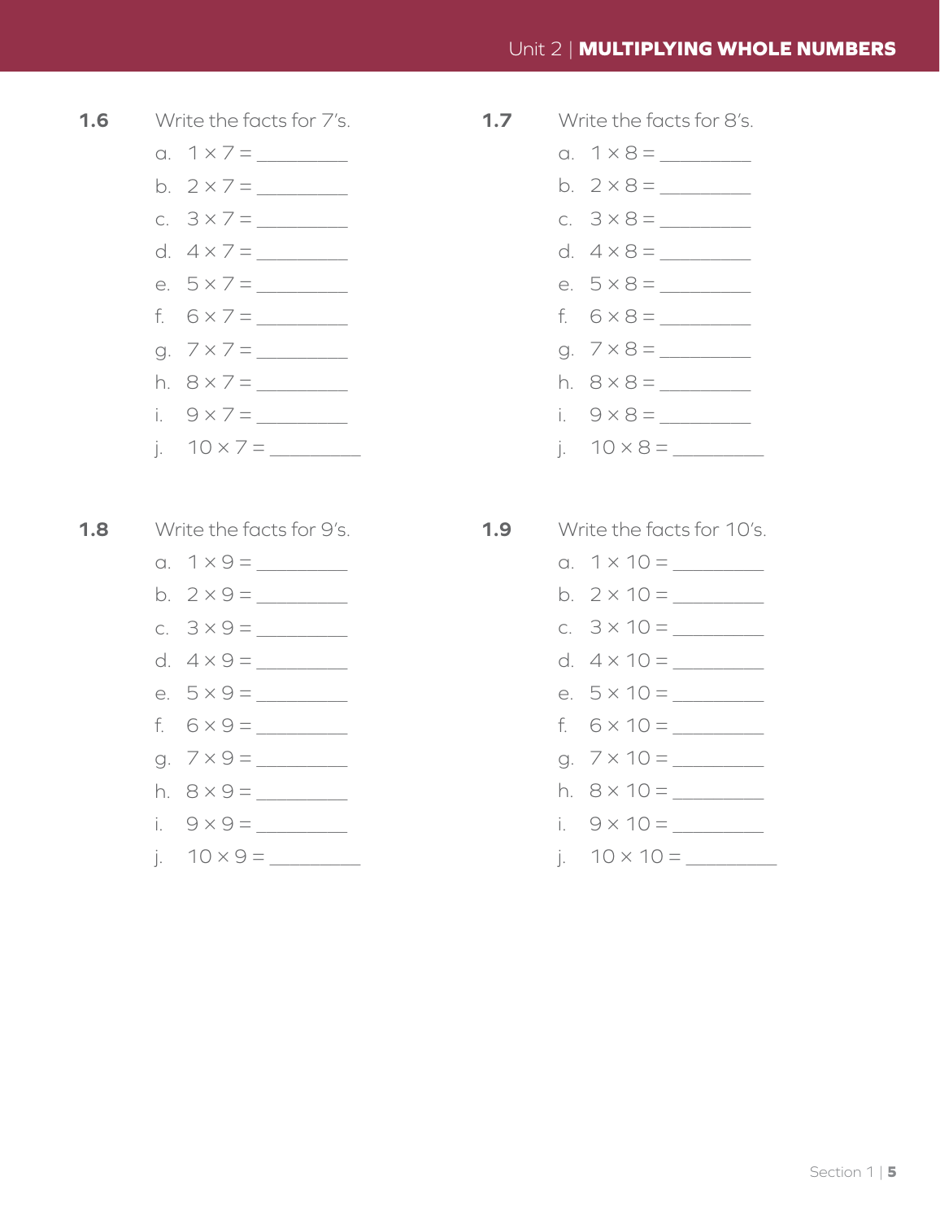**1.6** Write the facts for 7's.

a. $1 \times 7 =$ ________

b. $2 \times 7 =$ ________

c. $3 \times 7 =$ ________

d. $4 \times 7 =$ ________

e. $5 \times 7 =$ ________

f. $6 \times 7 =$ ________

g. $7 \times 7 =$ ________

h. $8 \times 7 =$ ________

i. $9 \times 7 =$ ________

j. $10 \times 7 =$ ________

**1.7** Write the facts for 8's.

a. $1 \times 8 =$ ________

b. $2 \times 8 =$ ________

c. $3 \times 8 =$ ________

d. $4 \times 8 =$ ________

e. $5 \times 8 =$ ________

f. $6 \times 8 =$ ________

g. $7 \times 8 =$ ________

h. $8 \times 8 =$ ________

i. $9 \times 8 =$ ________

j. $10 \times 8 =$ ________

**1.8** Write the facts for 9's.

a. $1 \times 9 =$ ________

b. $2 \times 9 =$ ________

c. $3 \times 9 =$ ________

d. $4 \times 9 =$ ________

e. $5 \times 9 =$ ________

f. $6 \times 9 =$ ________

g. $7 \times 9 =$ ________

h. $8 \times 9 =$ ________

i. $9 \times 9 =$ ________

j. $10 \times 9 =$ ________

**1.9** Write the facts for 10's.

a. $1 \times 10 =$ ________

b. $2 \times 10 =$ ________

c. $3 \times 10 =$ ________

d. $4 \times 10 =$ ________

e. $5 \times 10 =$ ________

f. $6 \times 10 =$ ________

g. $7 \times 10 =$ ________

h. $8 \times 10 =$ ________

i. $9 \times 10 =$ ________

j. $10 \times 10 =$ ________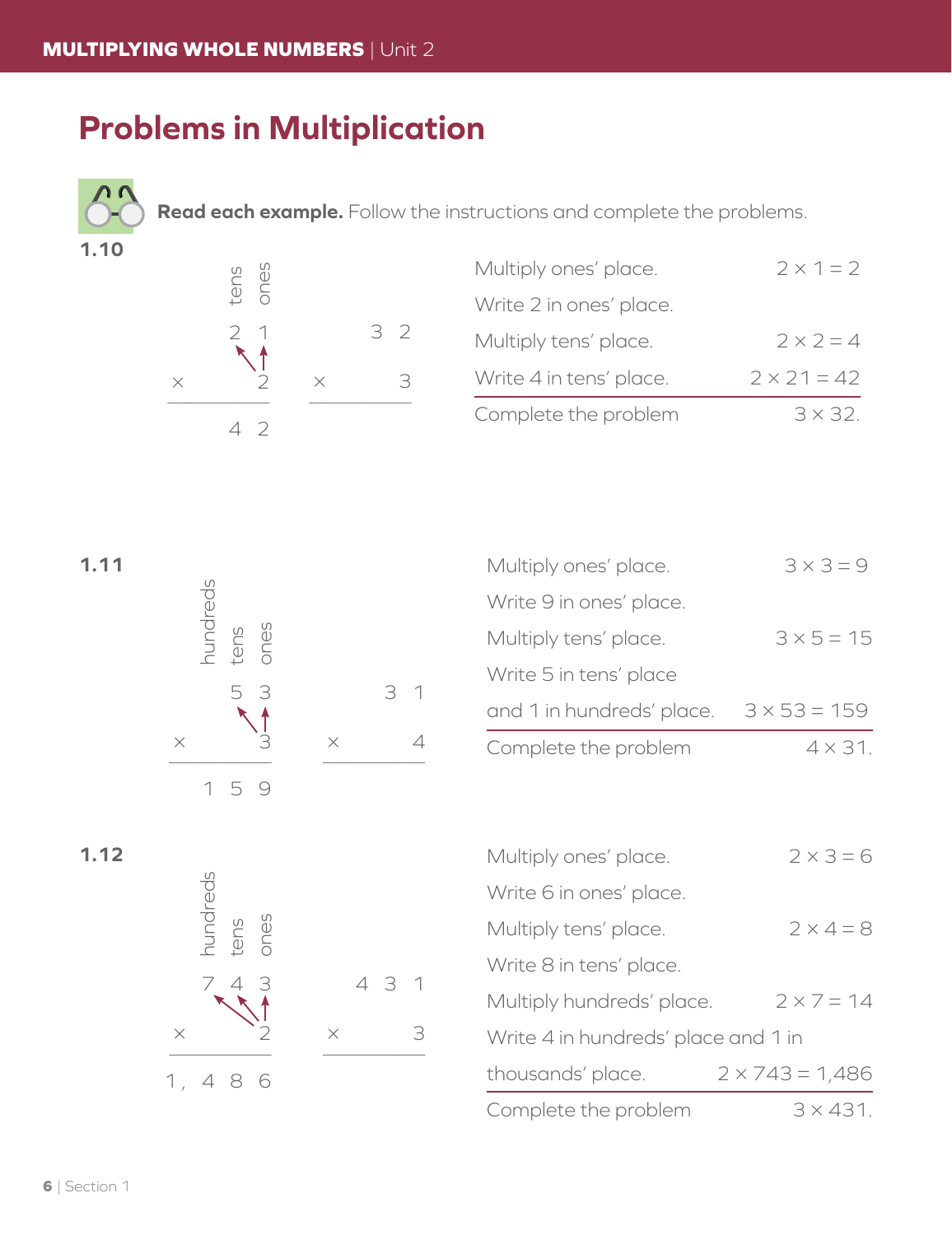# Problems in Multiplication

**Read each example.** Follow the instructions and complete the problems.

**1.10**

```
  tens ones
    2   1
×       2
---------
    4   2
```

```
    3  2
×      3
--------
```

Multiply ones' place. $2 \times 1 = 2$

Write 2 in ones' place.

Multiply tens' place. $2 \times 2 = 4$

Write 4 in tens' place. $2 \times 21 = 42$

Complete the problem $3 \times 32$.

**1.11**

```
hundreds tens ones
          5    3
×              3
----------------
  1       5    9
```

```
    3  1
×      4
--------
```

Multiply ones' place. $3 \times 3 = 9$

Write 9 in ones' place.

Multiply tens' place. $3 \times 5 = 15$

Write 5 in tens' place

and 1 in hundreds' place. $3 \times 53 = 159$

Complete the problem $4 \times 31$.

**1.12**

```
    hundreds tens ones
        7     4    3
×                  2
--------------------
1,      4     8    6
```

```
    4  3  1
×         3
-----------
```

Multiply ones' place. $2 \times 3 = 6$

Write 6 in ones' place.

Multiply tens' place. $2 \times 4 = 8$

Write 8 in tens' place.

Multiply hundreds' place. $2 \times 7 = 14$

Write 4 in hundreds' place and 1 in

thousands' place. $2 \times 743 = 1{,}486$

Complete the problem $3 \times 431$.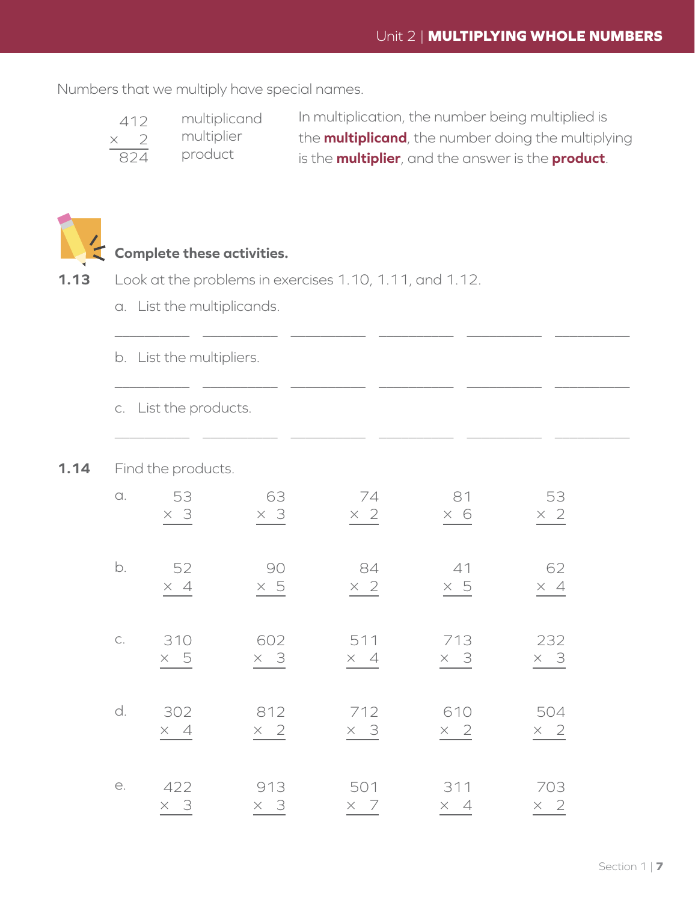Numbers that we multiply have special names.

$$\begin{array}{r l} 412 & \text{multiplicand} \\ \times \quad 2 & \text{multiplier} \\ \hline 824 & \text{product} \end{array}$$

In multiplication, the number being multiplied is the **multiplicand**, the number doing the multiplying is the **multiplier**, and the answer is the **product**.

**Complete these activities.**

**1.13** Look at the problems in exercises 1.10, 1.11, and 1.12.

a. List the multiplicands.

__________ __________ __________ __________ __________ __________

b. List the multipliers.

__________ __________ __________ __________ __________ __________

c. List the products.

__________ __________ __________ __________ __________ __________

**1.14** Find the products.

a. $\begin{array}{r} 53 \\ \times\ 3 \\ \hline \end{array}$ $\quad \begin{array}{r} 63 \\ \times\ 3 \\ \hline \end{array}$ $\quad \begin{array}{r} 74 \\ \times\ 2 \\ \hline \end{array}$ $\quad \begin{array}{r} 81 \\ \times\ 6 \\ \hline \end{array}$ $\quad \begin{array}{r} 53 \\ \times\ 2 \\ \hline \end{array}$

b. $\begin{array}{r} 52 \\ \times\ 4 \\ \hline \end{array}$ $\quad \begin{array}{r} 90 \\ \times\ 5 \\ \hline \end{array}$ $\quad \begin{array}{r} 84 \\ \times\ 2 \\ \hline \end{array}$ $\quad \begin{array}{r} 41 \\ \times\ 5 \\ \hline \end{array}$ $\quad \begin{array}{r} 62 \\ \times\ 4 \\ \hline \end{array}$

c. $\begin{array}{r} 310 \\ \times\ 5 \\ \hline \end{array}$ $\quad \begin{array}{r} 602 \\ \times\ 3 \\ \hline \end{array}$ $\quad \begin{array}{r} 511 \\ \times\ 4 \\ \hline \end{array}$ $\quad \begin{array}{r} 713 \\ \times\ 3 \\ \hline \end{array}$ $\quad \begin{array}{r} 232 \\ \times\ 3 \\ \hline \end{array}$

d. $\begin{array}{r} 302 \\ \times\ 4 \\ \hline \end{array}$ $\quad \begin{array}{r} 812 \\ \times\ 2 \\ \hline \end{array}$ $\quad \begin{array}{r} 712 \\ \times\ 3 \\ \hline \end{array}$ $\quad \begin{array}{r} 610 \\ \times\ 2 \\ \hline \end{array}$ $\quad \begin{array}{r} 504 \\ \times\ 2 \\ \hline \end{array}$

e. $\begin{array}{r} 422 \\ \times\ 3 \\ \hline \end{array}$ $\quad \begin{array}{r} 913 \\ \times\ 3 \\ \hline \end{array}$ $\quad \begin{array}{r} 501 \\ \times\ 7 \\ \hline \end{array}$ $\quad \begin{array}{r} 311 \\ \times\ 4 \\ \hline \end{array}$ $\quad \begin{array}{r} 703 \\ \times\ 2 \\ \hline \end{array}$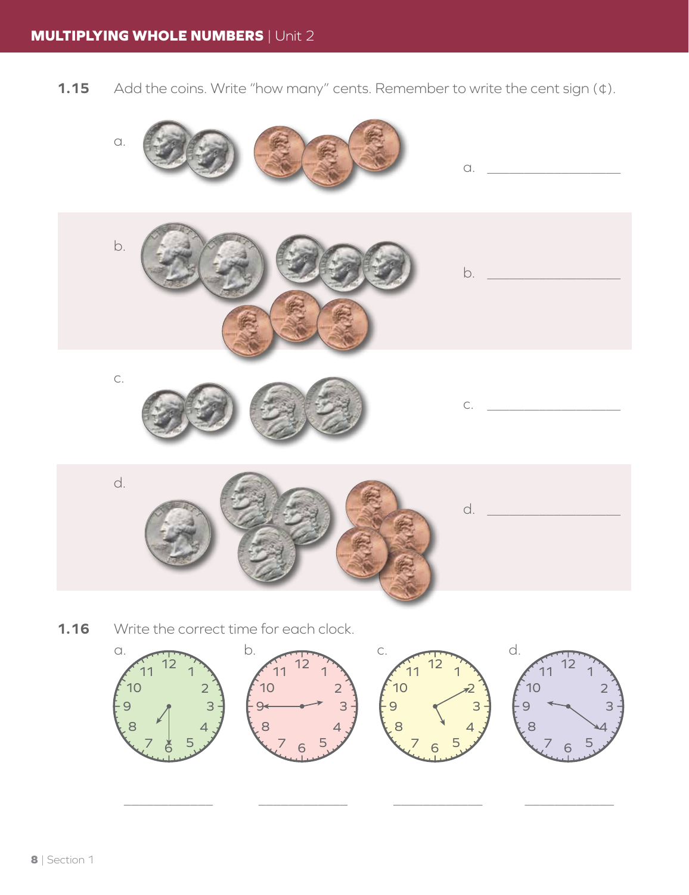**1.15** Add the coins. Write "how many" cents. Remember to write the cent sign (¢).

a. ____________________

b. ____________________

c. ____________________

d. ____________________

**1.16** Write the correct time for each clock.

a. ______________ b. ______________ c. ______________ d. ______________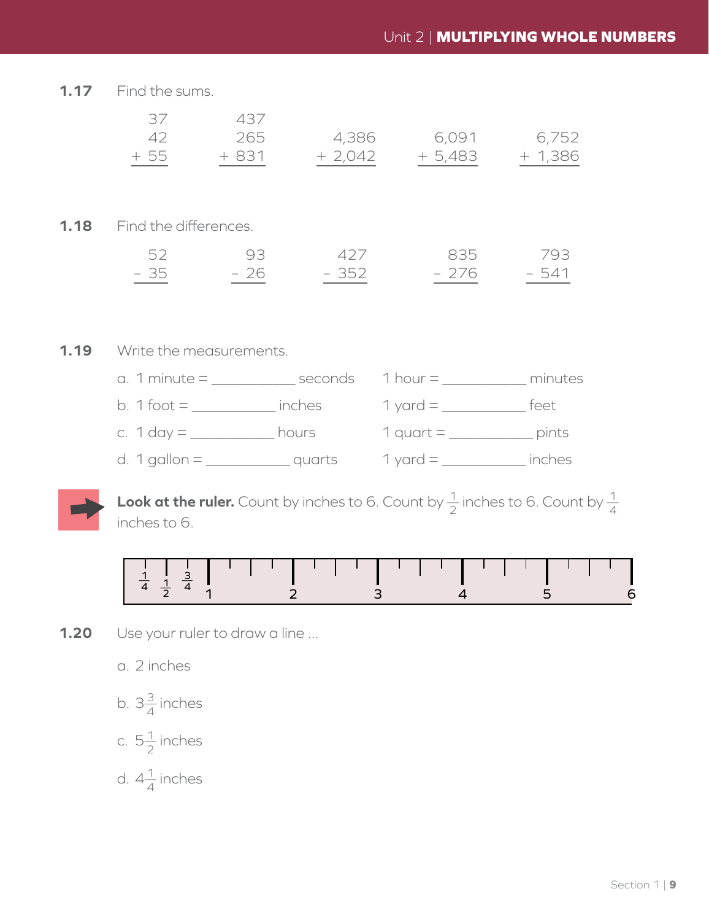**1.17** Find the sums.

$$\begin{array}{r} 37 \\ 42 \\ +\ 55 \\ \hline \end{array} \qquad \begin{array}{r} 437 \\ 265 \\ +\ 831 \\ \hline \end{array} \qquad \begin{array}{r} 4{,}386 \\ +\ 2{,}042 \\ \hline \end{array} \qquad \begin{array}{r} 6{,}091 \\ +\ 5{,}483 \\ \hline \end{array} \qquad \begin{array}{r} 6{,}752 \\ +\ 1{,}386 \\ \hline \end{array}$$

**1.18** Find the differences.

$$\begin{array}{r} 52 \\ -\ 35 \\ \hline \end{array} \qquad \begin{array}{r} 93 \\ -\ 26 \\ \hline \end{array} \qquad \begin{array}{r} 427 \\ -\ 352 \\ \hline \end{array} \qquad \begin{array}{r} 835 \\ -\ 276 \\ \hline \end{array} \qquad \begin{array}{r} 793 \\ -\ 541 \\ \hline \end{array}$$

**1.19** Write the measurements.

a. 1 minute = ___________ seconds     1 hour = ___________ minutes

b. 1 foot = ___________ inches     1 yard = ___________ feet

c. 1 day = ___________ hours     1 quart = ___________ pints

d. 1 gallon = ___________ quarts     1 yard = ___________ inches

**Look at the ruler.** Count by inches to 6. Count by $\frac{1}{2}$ inches to 6. Count by $\frac{1}{4}$ inches to 6.

$\frac{1}{4}$ $\frac{1}{2}$ $\frac{3}{4}$ 1 2 3 4 5 6

**1.20** Use your ruler to draw a line ...

a. 2 inches

b. $3\frac{3}{4}$ inches

c. $5\frac{1}{2}$ inches

d. $4\frac{1}{4}$ inches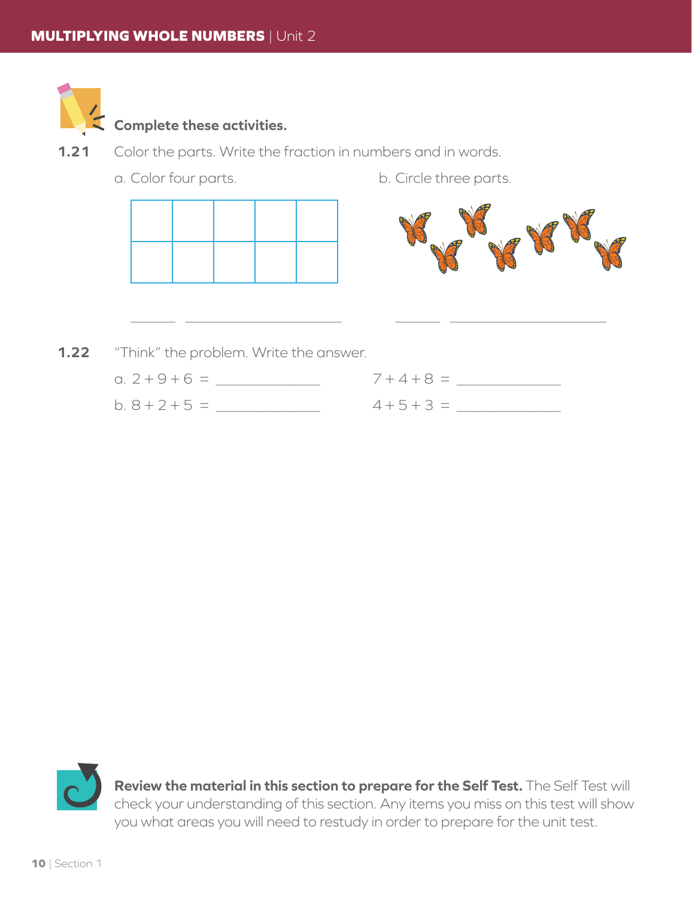**Complete these activities.**

**1.21** Color the parts. Write the fraction in numbers and in words.

a. Color four parts.

| | | | | |
|---|---|---|---|---|
| | | | | |
| | | | | |

______ ______________________

b. Circle three parts.

______ ______________________

**1.22** "Think" the problem. Write the answer.

a. $2 + 9 + 6 =$ ____________ $7 + 4 + 8 =$ ____________

b. $8 + 2 + 5 =$ ____________ $4 + 5 + 3 =$ ____________

**Review the material in this section to prepare for the Self Test.** The Self Test will check your understanding of this section. Any items you miss on this test will show you what areas you will need to restudy in order to prepare for the unit test.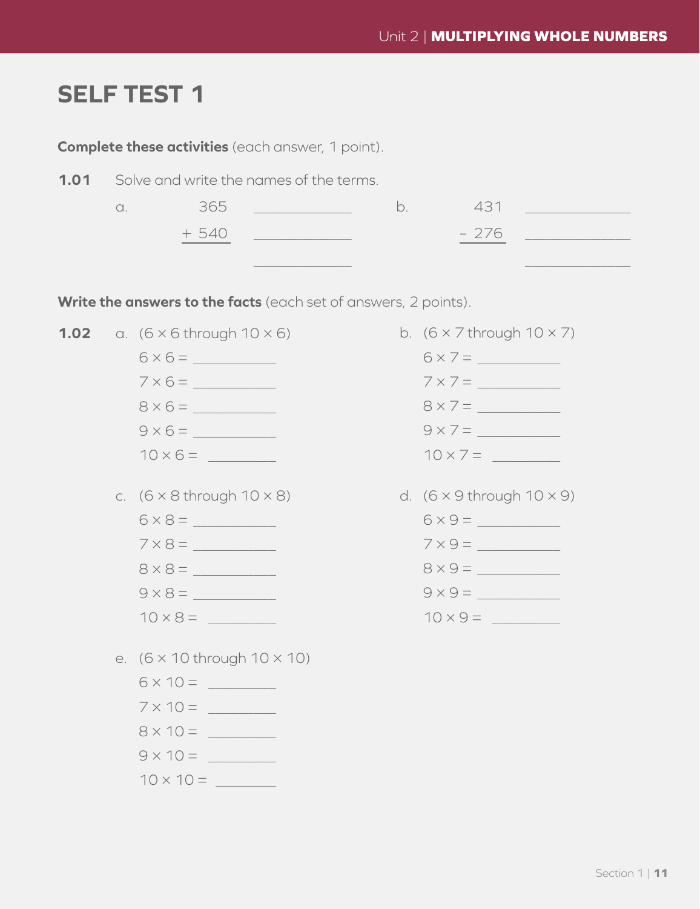# SELF TEST 1

**Complete these activities** (each answer, 1 point).

**1.01** Solve and write the names of the terms.

a.

```
   365   ____________
 + 540   ____________
         ____________
```

b.

```
   431   ____________
 - 276   ____________
         ____________
```

**Write the answers to the facts** (each set of answers, 2 points).

**1.02** a. (6 × 6 through 10 × 6)

6 × 6 = __________

7 × 6 = __________

8 × 6 = __________

9 × 6 = __________

10 × 6 = ________

b. (6 × 7 through 10 × 7)

6 × 7 = __________

7 × 7 = __________

8 × 7 = __________

9 × 7 = __________

10 × 7 = ________

c. (6 × 8 through 10 × 8)

6 × 8 = __________

7 × 8 = __________

8 × 8 = __________

9 × 8 = __________

10 × 8 = ________

d. (6 × 9 through 10 × 9)

6 × 9 = __________

7 × 9 = __________

8 × 9 = __________

9 × 9 = __________

10 × 9 = ________

e. (6 × 10 through 10 × 10)

6 × 10 = ________

7 × 10 = ________

8 × 10 = ________

9 × 10 = ________

10 × 10 = _______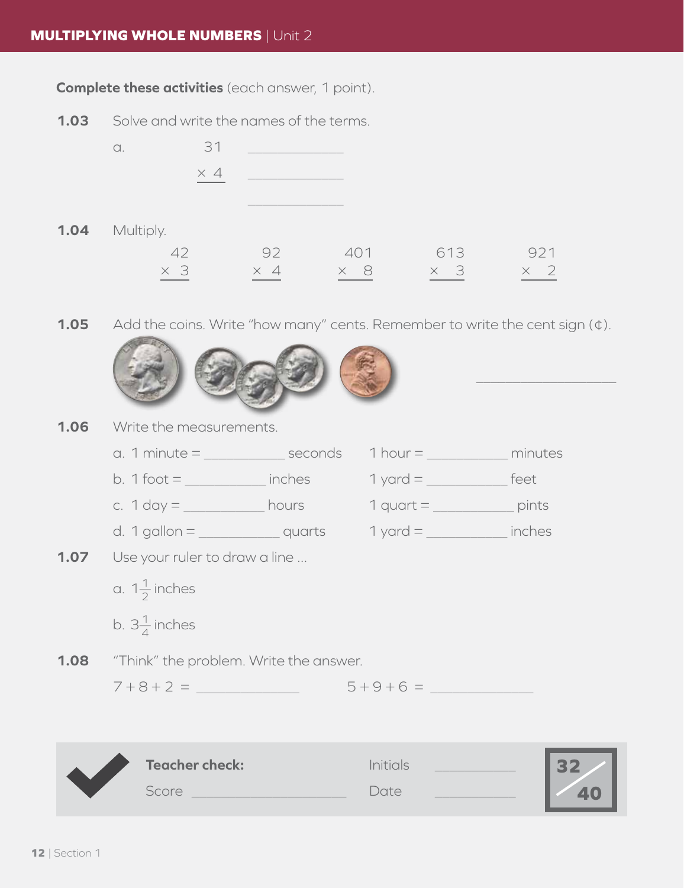**Complete these activities** (each answer, 1 point).

**1.03** Solve and write the names of the terms.

a.

$$\begin{array}{r} 31 \\ \times\ 4 \\ \hline \end{array}$$

_____________

_____________

_____________

**1.04** Multiply.

$$\begin{array}{r} 42 \\ \times\ 3 \\ \hline \end{array} \qquad \begin{array}{r} 92 \\ \times\ 4 \\ \hline \end{array} \qquad \begin{array}{r} 401 \\ \times\ \ 8 \\ \hline \end{array} \qquad \begin{array}{r} 613 \\ \times\ \ 3 \\ \hline \end{array} \qquad \begin{array}{r} 921 \\ \times\ \ 2 \\ \hline \end{array}$$

**1.05** Add the coins. Write "how many" cents. Remember to write the cent sign (¢).

_________________

**1.06** Write the measurements.

a. 1 minute = ___________ seconds &nbsp;&nbsp;&nbsp; 1 hour = ___________ minutes

b. 1 foot = ___________ inches &nbsp;&nbsp;&nbsp; 1 yard = ___________ feet

c. 1 day = ___________ hours &nbsp;&nbsp;&nbsp; 1 quart = ___________ pints

d. 1 gallon = ___________ quarts &nbsp;&nbsp;&nbsp; 1 yard = ___________ inches

**1.07** Use your ruler to draw a line ...

a. $1\frac{1}{2}$ inches

b. $3\frac{1}{4}$ inches

**1.08** "Think" the problem. Write the answer.

$7 + 8 + 2 =$ _____________ &nbsp;&nbsp;&nbsp; $5 + 9 + 6 =$ _____________

**Teacher check:** Initials ___________

Score ___________________ Date ___________

32/40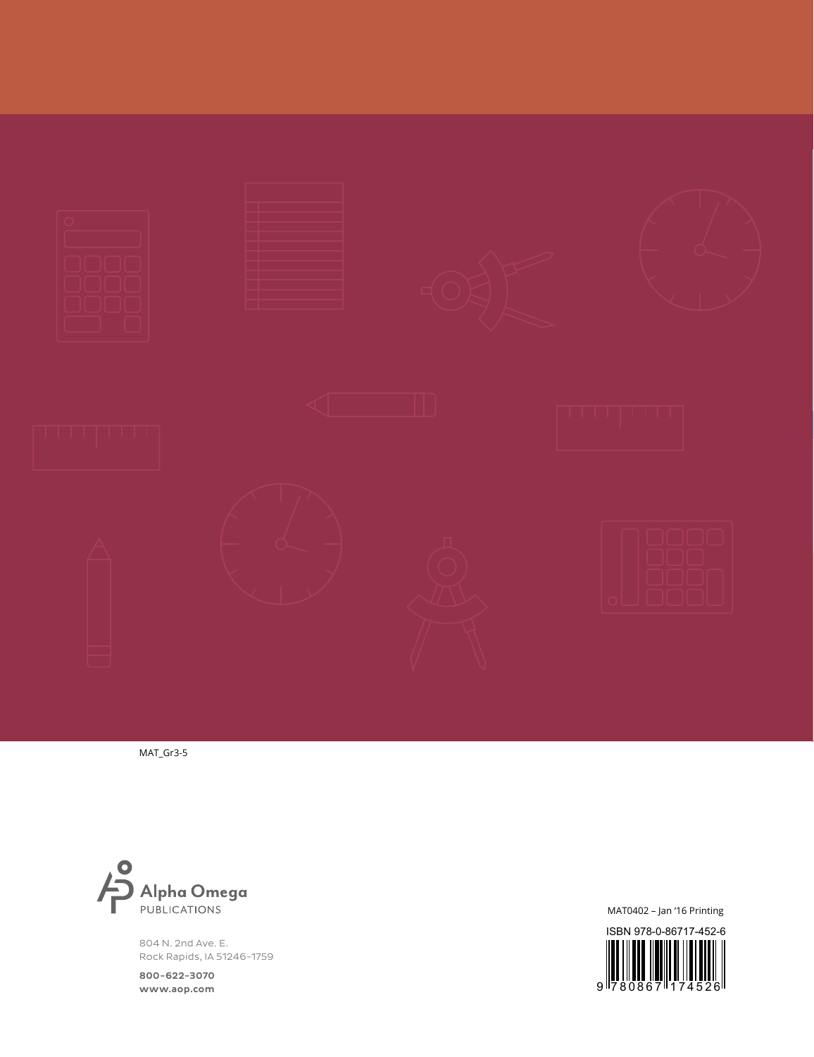MAT_Gr3-5

Alpha Omega
PUBLICATIONS

804 N. 2nd Ave. E.
Rock Rapids, IA 51246-1759

**800-622-3070**
**www.aop.com**

MAT0402 – Jan '16 Printing

ISBN 978-0-86717-452-6

9 780867 174526